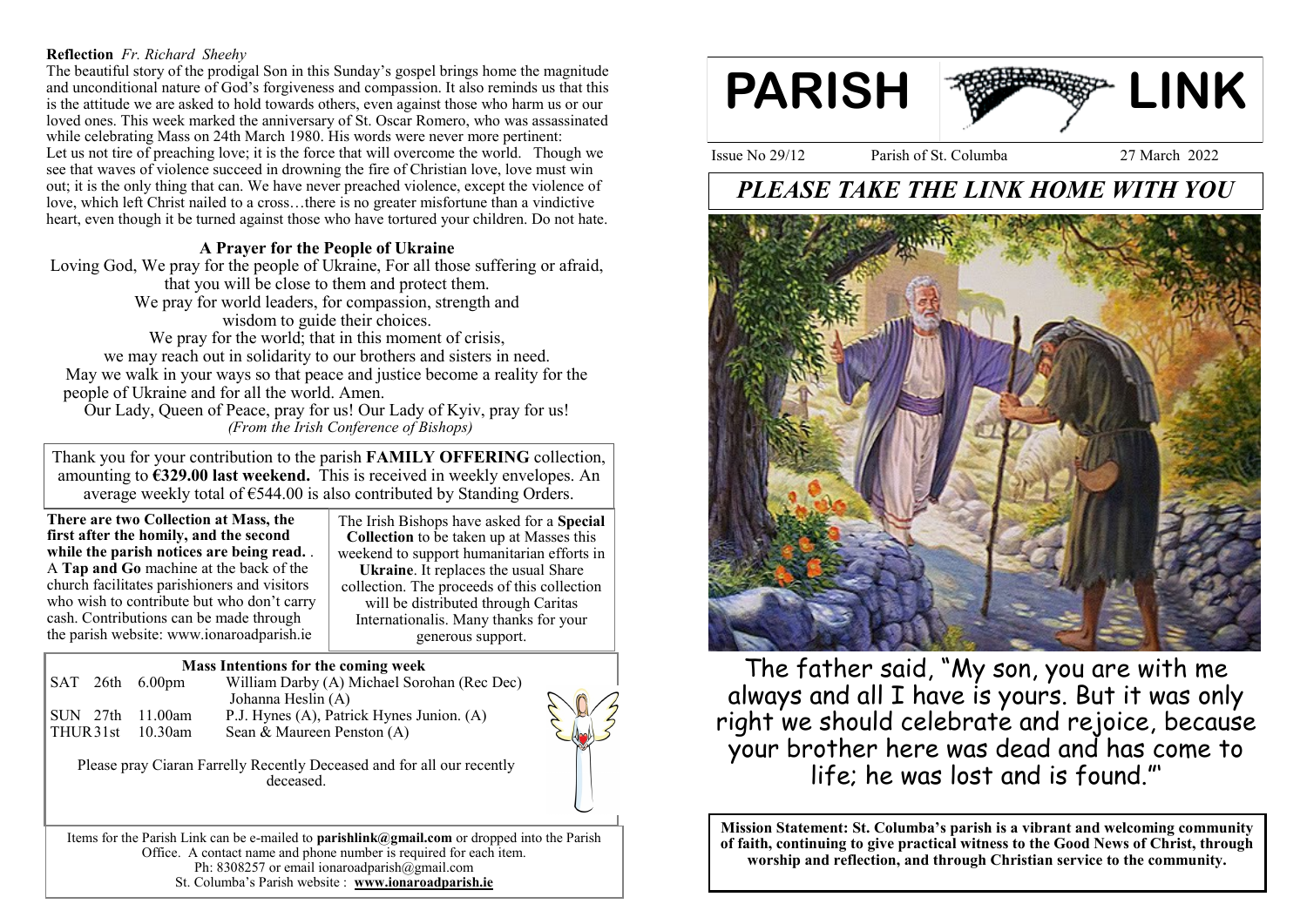**Reflection** *Fr. Richard Sheehy*

The beautiful story of the prodigal Son in this Sunday's gospel brings home the magnitude and unconditional nature of God's forgiveness and compassion. It also reminds us that this is the attitude we are asked to hold towards others, even against those who harm us or our loved ones. This week marked the anniversary of St. Oscar Romero, who was assassinated while celebrating Mass on 24th March 1980. His words were never more pertinent:
Let us not tire of preaching love; it is the force that will overcome the world. Though we see that waves of violence succeed in drowning the fire of Christian love, love must win out; it is the only thing that can. We have never preached violence, except the violence of love, which left Christ nailed to a cross…there is no greater misfortune than a vindictive heart, even though it be turned against those who have tortured your children. Do not hate.

### A Prayer for the People of Ukraine

Loving God, We pray for the people of Ukraine, For all those suffering or afraid,
that you will be close to them and protect them.
We pray for world leaders, for compassion, strength and
wisdom to guide their choices.
We pray for the world; that in this moment of crisis,
we may reach out in solidarity to our brothers and sisters in need.
May we walk in your ways so that peace and justice become a reality for the people of Ukraine and for all the world. Amen.
Our Lady, Queen of Peace, pray for us! Our Lady of Kyiv, pray for us!
*(From the Irish Conference of Bishops)*

Thank you for your contribution to the parish **FAMILY OFFERING** collection, amounting to **€329.00 last weekend.** This is received in weekly envelopes. An average weekly total of €544.00 is also contributed by Standing Orders.

**There are two Collection at Mass, the first after the homily, and the second while the parish notices are being read.** . A **Tap and Go** machine at the back of the church facilitates parishioners and visitors who wish to contribute but who don't carry cash. Contributions can be made through the parish website: www.ionaroadparish.ie

The Irish Bishops have asked for a **Special Collection** to be taken up at Masses this weekend to support humanitarian efforts in **Ukraine**. It replaces the usual Share collection. The proceeds of this collection will be distributed through Caritas Internationalis. Many thanks for your generous support.

**Mass Intentions for the coming week**

| | | | |
|---|---|---|---|
| SAT | 26th | 6.00pm | William Darby (A) Michael Sorohan (Rec Dec) Johanna Heslin (A) |
| SUN | 27th | 11.00am | P.J. Hynes (A), Patrick Hynes Junion. (A) |
| THUR | 31st | 10.30am | Sean & Maureen Penston (A) |

Please pray Ciaran Farrelly Recently Deceased and for all our recently deceased.

Items for the Parish Link can be e-mailed to **parishlink@gmail.com** or dropped into the Parish Office. A contact name and phone number is required for each item.
Ph: 8308257 or email ionaroadparish@gmail.com
St. Columba's Parish website : **www.ionaroadparish.ie**

# PARISH LINK

Issue No 29/12 Parish of St. Columba 27 March 2022

## *PLEASE TAKE THE LINK HOME WITH YOU*

The father said, "My son, you are with me always and all I have is yours. But it was only right we should celebrate and rejoice, because your brother here was dead and has come to life; he was lost and is found."

**Mission Statement: St. Columba's parish is a vibrant and welcoming community of faith, continuing to give practical witness to the Good News of Christ, through worship and reflection, and through Christian service to the community.**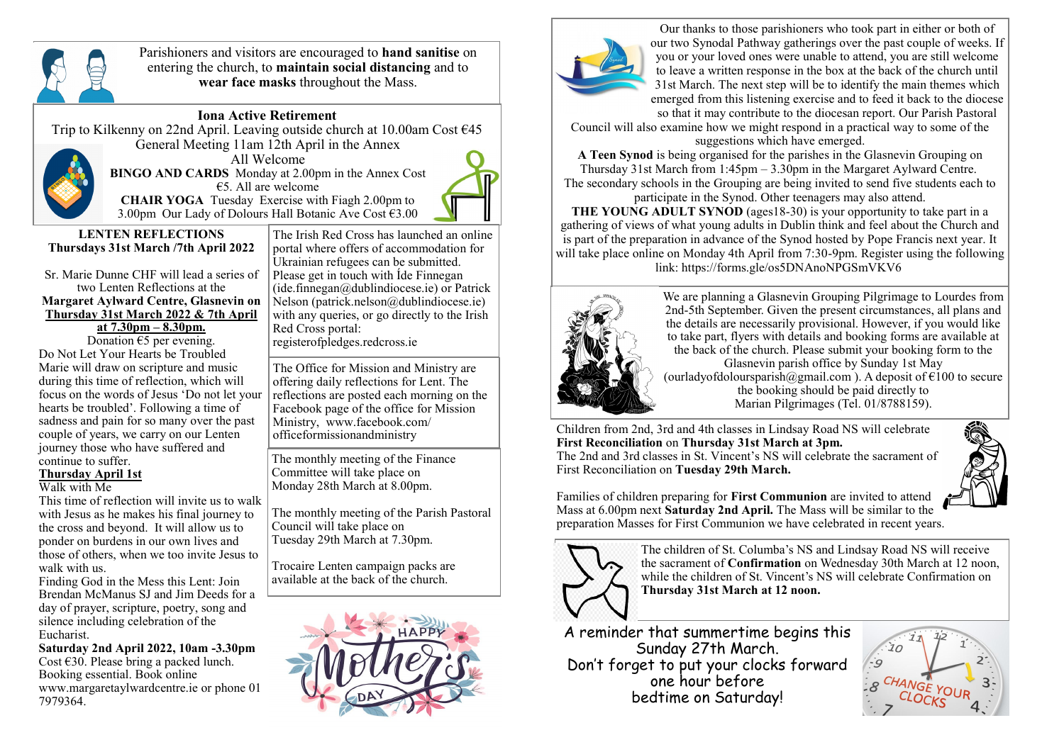Parishioners and visitors are encouraged to **hand sanitise** on entering the church, to **maintain social distancing** and to **wear face masks** throughout the Mass.

**Iona Active Retirement**

Trip to Kilkenny on 22nd April. Leaving outside church at 10.00am Cost €45

General Meeting 11am 12th April in the Annex

All Welcome

**BINGO AND CARDS** Monday at 2.00pm in the Annex Cost €5. All are welcome

**CHAIR YOGA** Tuesday Exercise with Fiagh 2.00pm to 3.00pm Our Lady of Dolours Hall Botanic Ave Cost €3.00

**LENTEN REFLECTIONS**
**Thursdays 31st March /7th April 2022**

Sr. Marie Dunne CHF will lead a series of two Lenten Reflections at the **Margaret Aylward Centre, Glasnevin on <u>Thursday 31st March 2022 & 7th April at 7.30pm – 8.30pm.</u>**

Donation €5 per evening.

Do Not Let Your Hearts be Troubled

Marie will draw on scripture and music during this time of reflection, which will focus on the words of Jesus 'Do not let your hearts be troubled'. Following a time of sadness and pain for so many over the past couple of years, we carry on our Lenten journey those who have suffered and continue to suffer.

**<u>Thursday April 1st</u>**

Walk with Me

This time of reflection will invite us to walk with Jesus as he makes his final journey to the cross and beyond. It will allow us to ponder on burdens in our own lives and those of others, when we too invite Jesus to walk with us.

Finding God in the Mess this Lent: Join Brendan McManus SJ and Jim Deeds for a day of prayer, scripture, poetry, song and silence including celebration of the Eucharist.

**Saturday 2nd April 2022, 10am -3.30pm**

Cost €30. Please bring a packed lunch. Booking essential. Book online www.margaretaylwardcentre.ie or phone 01 7979364.

The Irish Red Cross has launched an online portal where offers of accommodation for Ukrainian refugees can be submitted. Please get in touch with Íde Finnegan (ide.finnegan@dublindiocese.ie) or Patrick Nelson (patrick.nelson@dublindiocese.ie) with any queries, or go directly to the Irish Red Cross portal: registerofpledges.redcross.ie

The Office for Mission and Ministry are offering daily reflections for Lent. The reflections are posted each morning on the Facebook page of the office for Mission Ministry, www.facebook.com/officeformissionandministry

The monthly meeting of the Finance Committee will take place on Monday 28th March at 8.00pm.

The monthly meeting of the Parish Pastoral Council will take place on Tuesday 29th March at 7.30pm.

Trocaire Lenten campaign packs are available at the back of the church.

HAPPY Mother's DAY

Our thanks to those parishioners who took part in either or both of our two Synodal Pathway gatherings over the past couple of weeks. If you or your loved ones were unable to attend, you are still welcome to leave a written response in the box at the back of the church until 31st March. The next step will be to identify the main themes which emerged from this listening exercise and to feed it back to the diocese so that it may contribute to the diocesan report. Our Parish Pastoral Council will also examine how we might respond in a practical way to some of the suggestions which have emerged.

**A Teen Synod** is being organised for the parishes in the Glasnevin Grouping on Thursday 31st March from 1:45pm – 3.30pm in the Margaret Aylward Centre. The secondary schools in the Grouping are being invited to send five students each to participate in the Synod. Other teenagers may also attend.

**THE YOUNG ADULT SYNOD** (ages18-30) is your opportunity to take part in a gathering of views of what young adults in Dublin think and feel about the Church and is part of the preparation in advance of the Synod hosted by Pope Francis next year. It will take place online on Monday 4th April from 7:30-9pm. Register using the following link: https://forms.gle/os5DNAnoNPGSmVKV6

We are planning a Glasnevin Grouping Pilgrimage to Lourdes from 2nd-5th September. Given the present circumstances, all plans and the details are necessarily provisional. However, if you would like to take part, flyers with details and booking forms are available at the back of the church. Please submit your booking form to the Glasnevin parish office by Sunday 1st May (ourladyofdoloursparish@gmail.com ). A deposit of €100 to secure the booking should be paid directly to Marian Pilgrimages (Tel. 01/8788159).

Children from 2nd, 3rd and 4th classes in Lindsay Road NS will celebrate **First Reconciliation** on **Thursday 31st March at 3pm.**

The 2nd and 3rd classes in St. Vincent's NS will celebrate the sacrament of First Reconciliation on **Tuesday 29th March.**

Families of children preparing for **First Communion** are invited to attend Mass at 6.00pm next **Saturday 2nd April.** The Mass will be similar to the preparation Masses for First Communion we have celebrated in recent years.

The children of St. Columba's NS and Lindsay Road NS will receive the sacrament of **Confirmation** on Wednesday 30th March at 12 noon, while the children of St. Vincent's NS will celebrate Confirmation on **Thursday 31st March at 12 noon.**

A reminder that summertime begins this Sunday 27th March.
Don't forget to put your clocks forward one hour before bedtime on Saturday!

CHANGE YOUR CLOCKS